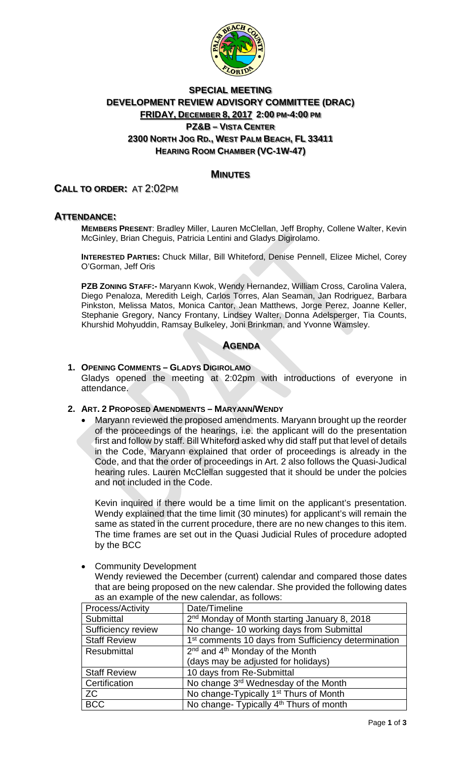# SPECIAL MEETING
# DEVELOPMENT REVIEW ADVISORY COMMITTEE (DRAC)
## FRIDAY, DECEMBER 8, 2017 2:00 PM-4:00 PM
## PZ&B – VISTA CENTER
## 2300 NORTH JOG RD., WEST PALM BEACH, FL 33411
## HEARING ROOM CHAMBER (VC-1W-47)

## MINUTES

## CALL TO ORDER: AT 2:02PM

## ATTENDANCE:

**MEMBERS PRESENT**: Bradley Miller, Lauren McClellan, Jeff Brophy, Collene Walter, Kevin McGinley, Brian Cheguis, Patricia Lentini and Gladys Digirolamo.

**INTERESTED PARTIES:** Chuck Millar, Bill Whiteford, Denise Pennell, Elizee Michel, Corey O'Gorman, Jeff Oris

**PZB ZONING STAFF:-** Maryann Kwok, Wendy Hernandez, William Cross, Carolina Valera, Diego Penaloza, Meredith Leigh, Carlos Torres, Alan Seaman, Jan Rodriguez, Barbara Pinkston, Melissa Matos, Monica Cantor, Jean Matthews, Jorge Perez, Joanne Keller, Stephanie Gregory, Nancy Frontany, Lindsey Walter, Donna Adelsperger, Tia Counts, Khurshid Mohyuddin, Ramsay Bulkeley, Joni Brinkman, and Yvonne Wamsley.

## AGENDA

**1. OPENING COMMENTS – GLADYS DIGIROLAMO**

Gladys opened the meeting at 2:02pm with introductions of everyone in attendance.

**2. ART. 2 PROPOSED AMENDMENTS – MARYANN/WENDY**

- Maryann reviewed the proposed amendments. Maryann brought up the reorder of the proceedings of the hearings, i.e. the applicant will do the presentation first and follow by staff. Bill Whiteford asked why did staff put that level of details in the Code, Maryann explained that order of proceedings is already in the Code, and that the order of proceedings in Art. 2 also follows the Quasi-Judical hearing rules. Lauren McClellan suggested that it should be under the polcies and not included in the Code.

  Kevin inquired if there would be a time limit on the applicant's presentation. Wendy explained that the time limit (30 minutes) for applicant's will remain the same as stated in the current procedure, there are no new changes to this item. The time frames are set out in the Quasi Judicial Rules of procedure adopted by the BCC

- Community Development

  Wendy reviewed the December (current) calendar and compared those dates that are being proposed on the new calendar. She provided the following dates as an example of the new calendar, as follows:

| Process/Activity | Date/Timeline |
|---|---|
| Submittal | 2nd Monday of Month starting January 8, 2018 |
| Sufficiency review | No change- 10 working days from Submittal |
| Staff Review | 1st comments 10 days from Sufficiency determination |
| Resubmittal | 2nd and 4th Monday of the Month (days may be adjusted for holidays) |
| Staff Review | 10 days from Re-Submittal |
| Certification | No change 3rd Wednesday of the Month |
| ZC | No change-Typically 1st Thurs of Month |
| BCC | No change- Typically 4th Thurs of month |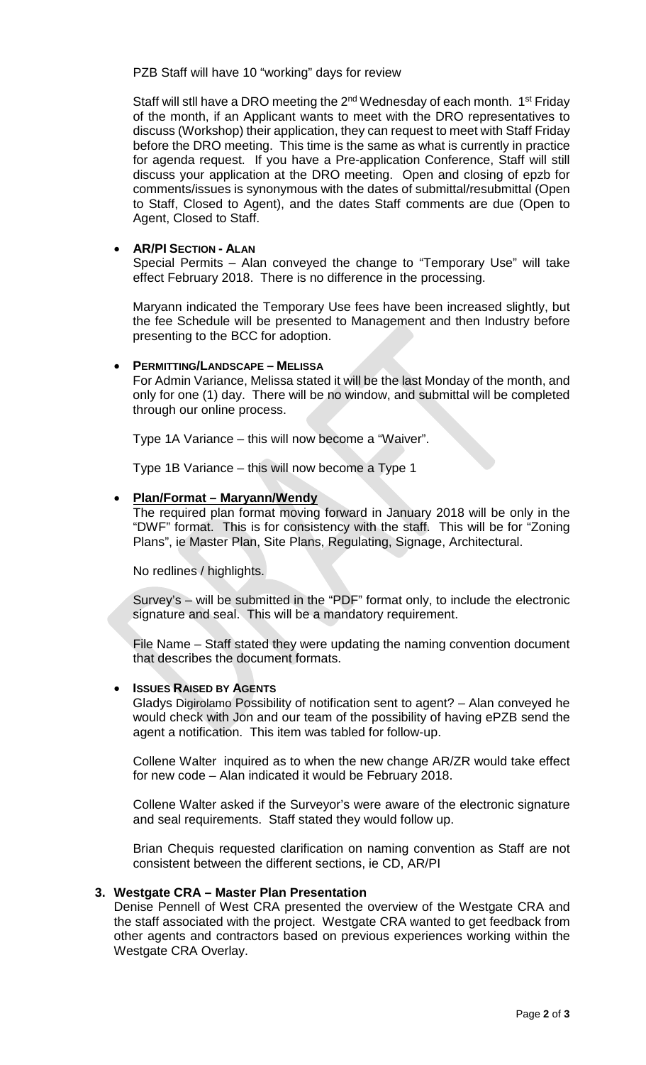PZB Staff will have 10 "working" days for review

Staff will stll have a DRO meeting the 2nd Wednesday of each month. 1st Friday of the month, if an Applicant wants to meet with the DRO representatives to discuss (Workshop) their application, they can request to meet with Staff Friday before the DRO meeting. This time is the same as what is currently in practice for agenda request. If you have a Pre-application Conference, Staff will still discuss your application at the DRO meeting. Open and closing of epzb for comments/issues is synonymous with the dates of submittal/resubmittal (Open to Staff, Closed to Agent), and the dates Staff comments are due (Open to Agent, Closed to Staff.

- **AR/PI SECTION - ALAN**

  Special Permits – Alan conveyed the change to "Temporary Use" will take effect February 2018. There is no difference in the processing.

  Maryann indicated the Temporary Use fees have been increased slightly, but the fee Schedule will be presented to Management and then Industry before presenting to the BCC for adoption.

- **PERMITTING/LANDSCAPE – MELISSA**

  For Admin Variance, Melissa stated it will be the last Monday of the month, and only for one (1) day. There will be no window, and submittal will be completed through our online process.

  Type 1A Variance – this will now become a "Waiver".

  Type 1B Variance – this will now become a Type 1

- **Plan/Format – Maryann/Wendy**

  The required plan format moving forward in January 2018 will be only in the "DWF" format. This is for consistency with the staff. This will be for "Zoning Plans", ie Master Plan, Site Plans, Regulating, Signage, Architectural.

  No redlines / highlights.

  Survey's – will be submitted in the "PDF" format only, to include the electronic signature and seal. This will be a mandatory requirement.

  File Name – Staff stated they were updating the naming convention document that describes the document formats.

- **ISSUES RAISED BY AGENTS**

  Gladys Digirolamo Possibility of notification sent to agent? – Alan conveyed he would check with Jon and our team of the possibility of having ePZB send the agent a notification. This item was tabled for follow-up.

  Collene Walter inquired as to when the new change AR/ZR would take effect for new code – Alan indicated it would be February 2018.

  Collene Walter asked if the Surveyor's were aware of the electronic signature and seal requirements. Staff stated they would follow up.

  Brian Chequis requested clarification on naming convention as Staff are not consistent between the different sections, ie CD, AR/PI

**3. Westgate CRA – Master Plan Presentation**

Denise Pennell of West CRA presented the overview of the Westgate CRA and the staff associated with the project. Westgate CRA wanted to get feedback from other agents and contractors based on previous experiences working within the Westgate CRA Overlay.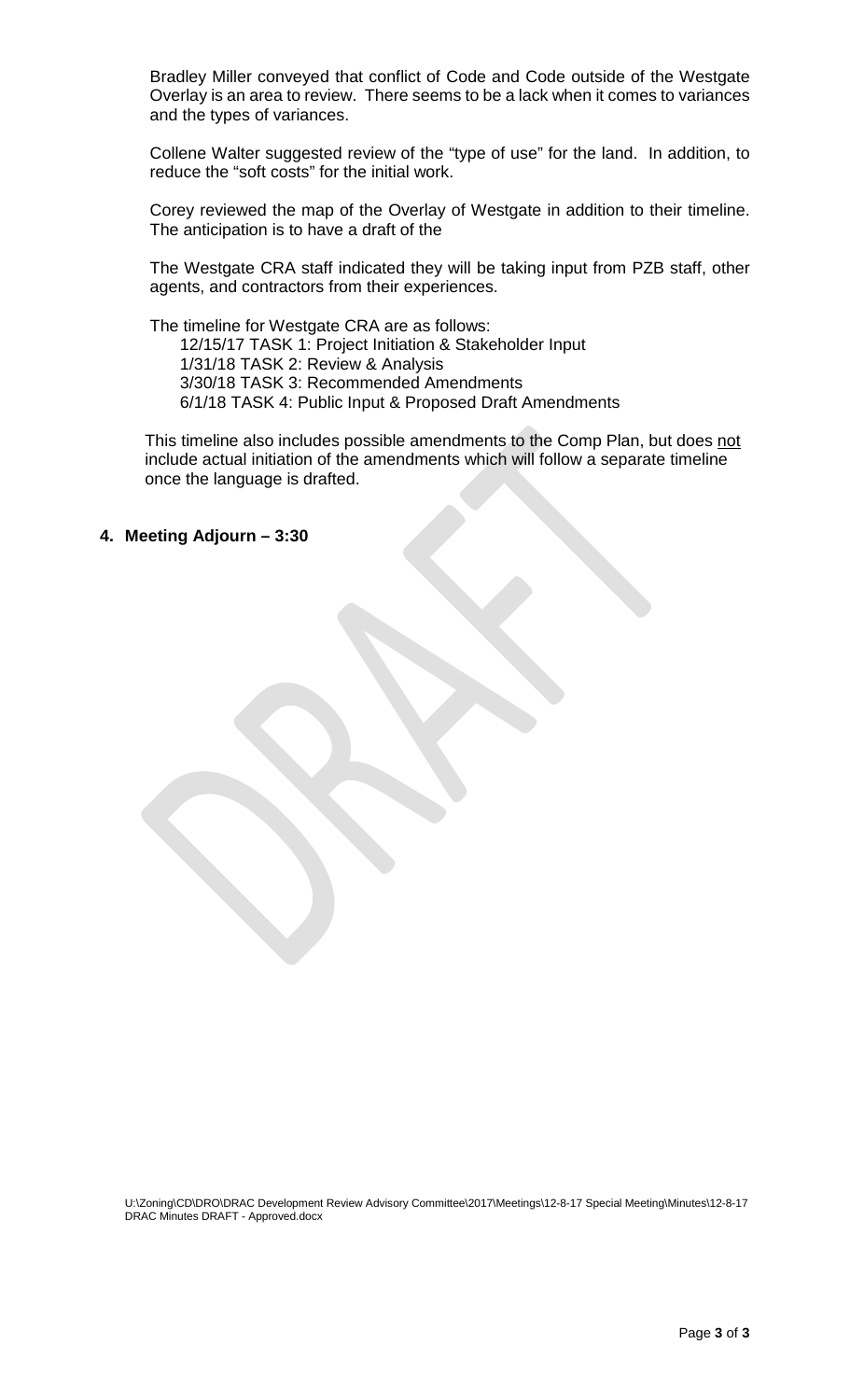Bradley Miller conveyed that conflict of Code and Code outside of the Westgate Overlay is an area to review. There seems to be a lack when it comes to variances and the types of variances.

Collene Walter suggested review of the "type of use" for the land. In addition, to reduce the "soft costs" for the initial work.

Corey reviewed the map of the Overlay of Westgate in addition to their timeline. The anticipation is to have a draft of the

The Westgate CRA staff indicated they will be taking input from PZB staff, other agents, and contractors from their experiences.

The timeline for Westgate CRA are as follows:

12/15/17 TASK 1: Project Initiation & Stakeholder Input
1/31/18 TASK 2: Review & Analysis
3/30/18 TASK 3: Recommended Amendments
6/1/18 TASK 4: Public Input & Proposed Draft Amendments

This timeline also includes possible amendments to the Comp Plan, but does <u>not</u> include actual initiation of the amendments which will follow a separate timeline once the language is drafted.

**4. Meeting Adjourn – 3:30**

U:\Zoning\CD\DRO\DRAC Development Review Advisory Committee\2017\Meetings\12-8-17 Special Meeting\Minutes\12-8-17 DRAC Minutes DRAFT - Approved.docx